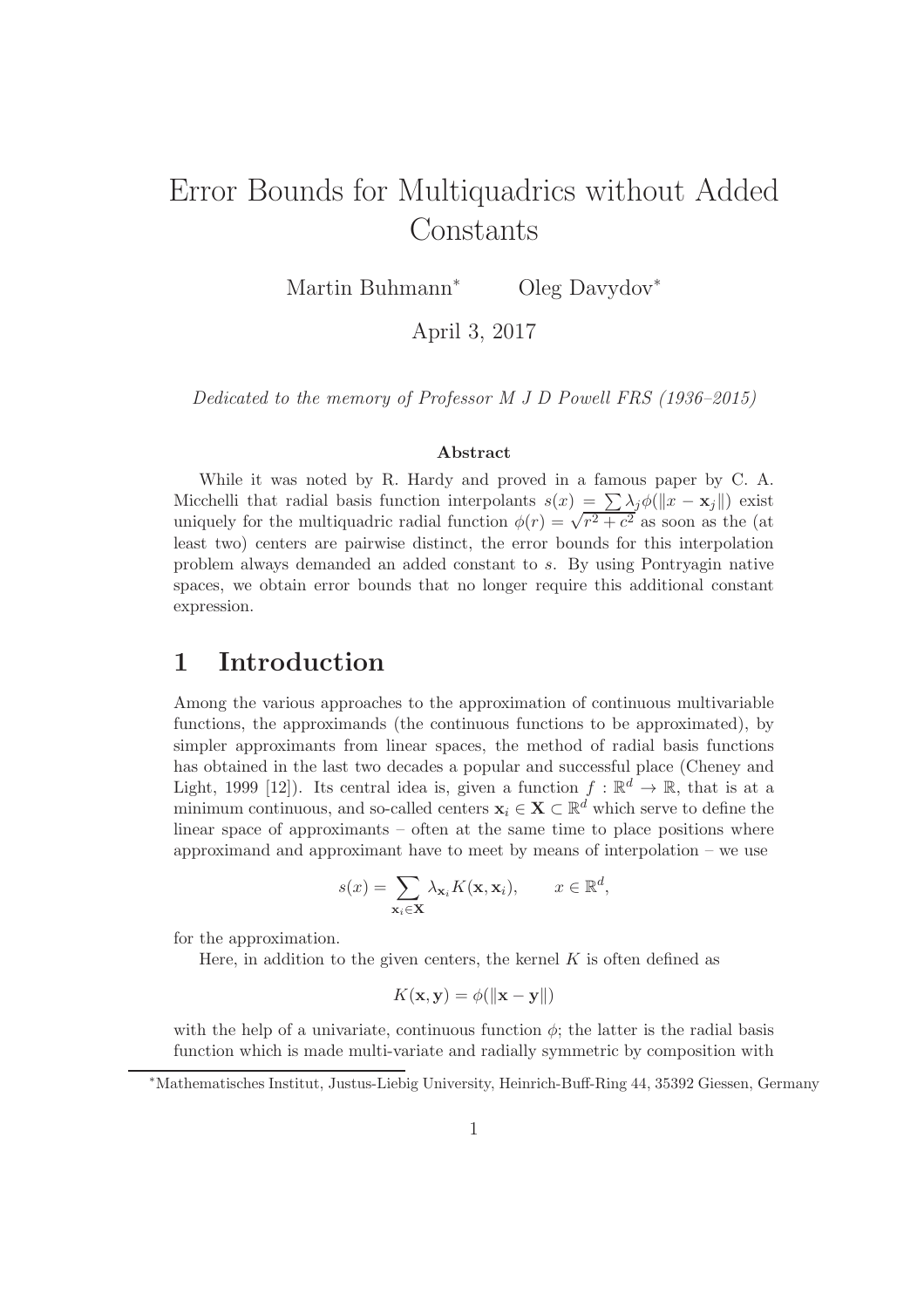# Error Bounds for Multiquadrics without Added Constants

Martin Buhmann* Oleg Davydov*

April 3, 2017

*Dedicated to the memory of Professor M J D Powell FRS (1936–2015)*

## Abstract

While it was noted by R. Hardy and proved in a famous paper by C. A. Micchelli that radial basis function interpolants $s(x) = \sum \lambda_j \phi(\|x - \mathbf{x}_j\|)$ exist uniquely for the multiquadric radial function $\phi(r) = \sqrt{r^2 + c^2}$ as soon as the (at least two) centers are pairwise distinct, the error bounds for this interpolation problem always demanded an added constant to $s$. By using Pontryagin native spaces, we obtain error bounds that no longer require this additional constant expression.

## 1 Introduction

Among the various approaches to the approximation of continuous multivariable functions, the approximands (the continuous functions to be approximated), by simpler approximants from linear spaces, the method of radial basis functions has obtained in the last two decades a popular and successful place (Cheney and Light, 1999 [12]). Its central idea is, given a function $f : \mathbb{R}^d \to \mathbb{R}$, that is at a minimum continuous, and so-called centers $\mathbf{x}_i \in \mathbf{X} \subset \mathbb{R}^d$ which serve to define the linear space of approximants – often at the same time to place positions where approximand and approximant have to meet by means of interpolation – we use

$$s(x) = \sum_{\mathbf{x}_i \in \mathbf{X}} \lambda_{\mathbf{x}_i} K(\mathbf{x}, \mathbf{x}_i), \qquad x \in \mathbb{R}^d,$$

for the approximation.

Here, in addition to the given centers, the kernel $K$ is often defined as

$$K(\mathbf{x}, \mathbf{y}) = \phi(\|\mathbf{x} - \mathbf{y}\|)$$

with the help of a univariate, continuous function $\phi$; the latter is the radial basis function which is made multi-variate and radially symmetric by composition with

*Mathematisches Institut, Justus-Liebig University, Heinrich-Buff-Ring 44, 35392 Giessen, Germany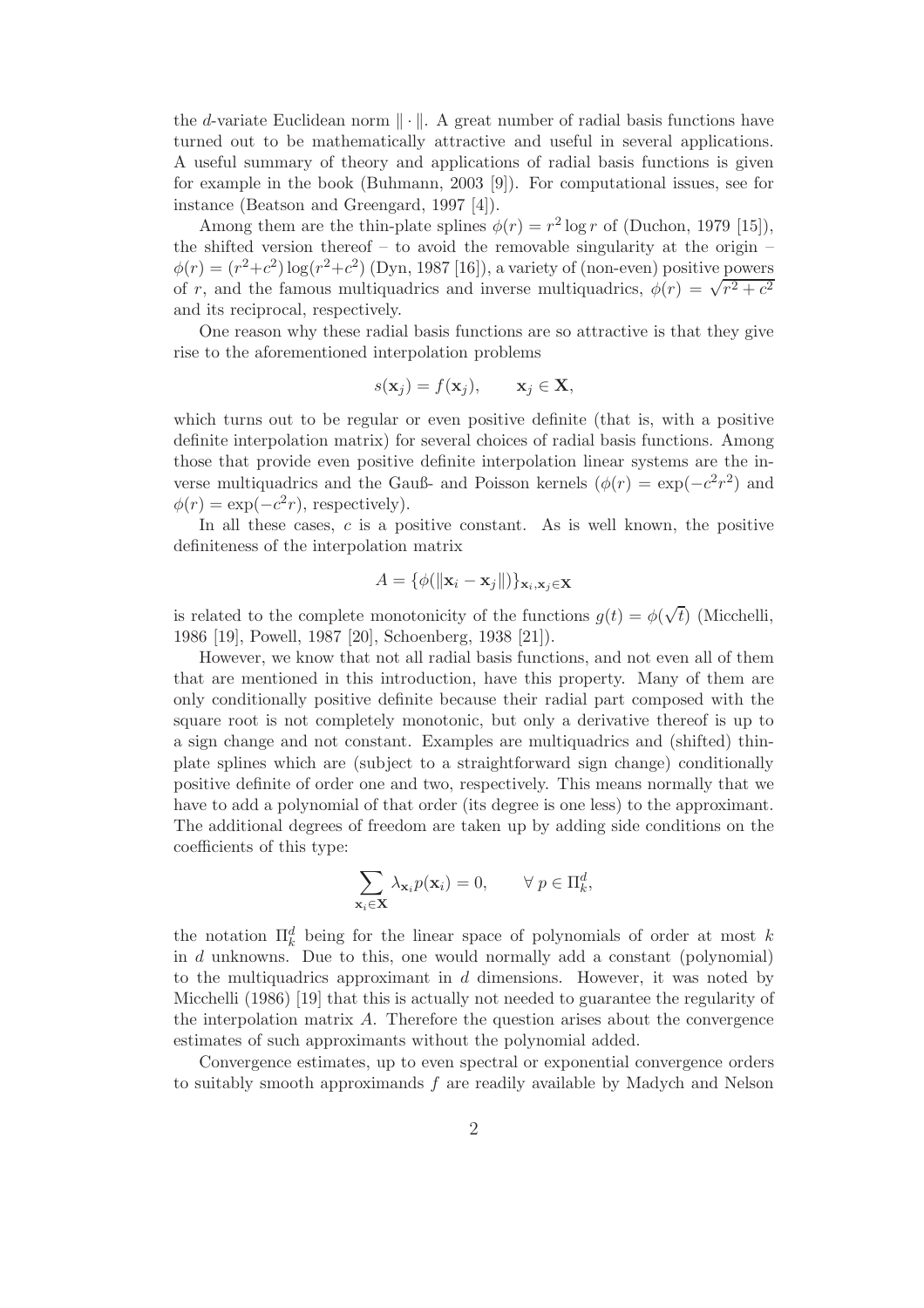the $d$-variate Euclidean norm $\|\cdot\|$. A great number of radial basis functions have turned out to be mathematically attractive and useful in several applications. A useful summary of theory and applications of radial basis functions is given for example in the book (Buhmann, 2003 [9]). For computational issues, see for instance (Beatson and Greengard, 1997 [4]).

Among them are the thin-plate splines $\phi(r) = r^2 \log r$ of (Duchon, 1979 [15]), the shifted version thereof – to avoid the removable singularity at the origin – $\phi(r) = (r^2+c^2)\log(r^2+c^2)$ (Dyn, 1987 [16]), a variety of (non-even) positive powers of $r$, and the famous multiquadrics and inverse multiquadrics, $\phi(r) = \sqrt{r^2+c^2}$ and its reciprocal, respectively.

One reason why these radial basis functions are so attractive is that they give rise to the aforementioned interpolation problems

$$s(\mathbf{x}_j) = f(\mathbf{x}_j), \qquad \mathbf{x}_j \in \mathbf{X},$$

which turns out to be regular or even positive definite (that is, with a positive definite interpolation matrix) for several choices of radial basis functions. Among those that provide even positive definite interpolation linear systems are the inverse multiquadrics and the Gauß- and Poisson kernels ($\phi(r) = \exp(-c^2r^2)$ and $\phi(r) = \exp(-c^2 r)$, respectively).

In all these cases, $c$ is a positive constant. As is well known, the positive definiteness of the interpolation matrix

$$A = \{\phi(\|\mathbf{x}_i - \mathbf{x}_j\|)\}_{\mathbf{x}_i,\mathbf{x}_j\in\mathbf{X}}$$

is related to the complete monotonicity of the functions $g(t) = \phi(\sqrt{t})$ (Micchelli, 1986 [19], Powell, 1987 [20], Schoenberg, 1938 [21]).

However, we know that not all radial basis functions, and not even all of them that are mentioned in this introduction, have this property. Many of them are only conditionally positive definite because their radial part composed with the square root is not completely monotonic, but only a derivative thereof is up to a sign change and not constant. Examples are multiquadrics and (shifted) thin-plate splines which are (subject to a straightforward sign change) conditionally positive definite of order one and two, respectively. This means normally that we have to add a polynomial of that order (its degree is one less) to the approximant. The additional degrees of freedom are taken up by adding side conditions on the coefficients of this type:

$$\sum_{\mathbf{x}_i\in\mathbf{X}} \lambda_{\mathbf{x}_i} p(\mathbf{x}_i) = 0, \qquad \forall\ p \in \Pi_k^d,$$

the notation $\Pi_k^d$ being for the linear space of polynomials of order at most $k$ in $d$ unknowns. Due to this, one would normally add a constant (polynomial) to the multiquadrics approximant in $d$ dimensions. However, it was noted by Micchelli (1986) [19] that this is actually not needed to guarantee the regularity of the interpolation matrix $A$. Therefore the question arises about the convergence estimates of such approximants without the polynomial added.

Convergence estimates, up to even spectral or exponential convergence orders to suitably smooth approximands $f$ are readily available by Madych and Nelson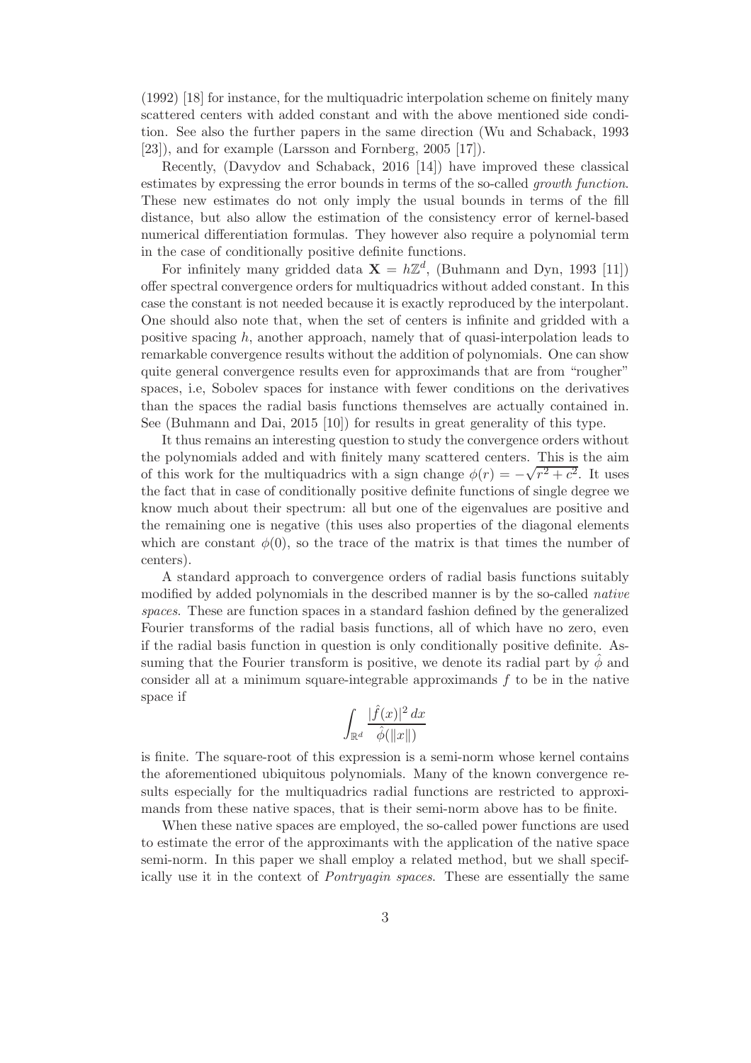(1992) [18] for instance, for the multiquadric interpolation scheme on finitely many scattered centers with added constant and with the above mentioned side condition. See also the further papers in the same direction (Wu and Schaback, 1993 [23]), and for example (Larsson and Fornberg, 2005 [17]).

Recently, (Davydov and Schaback, 2016 [14]) have improved these classical estimates by expressing the error bounds in terms of the so-called *growth function*. These new estimates do not only imply the usual bounds in terms of the fill distance, but also allow the estimation of the consistency error of kernel-based numerical differentiation formulas. They however also require a polynomial term in the case of conditionally positive definite functions.

For infinitely many gridded data $\mathbf{X} = h\mathbb{Z}^d$, (Buhmann and Dyn, 1993 [11]) offer spectral convergence orders for multiquadrics without added constant. In this case the constant is not needed because it is exactly reproduced by the interpolant. One should also note that, when the set of centers is infinite and gridded with a positive spacing $h$, another approach, namely that of quasi-interpolation leads to remarkable convergence results without the addition of polynomials. One can show quite general convergence results even for approximands that are from "rougher" spaces, i.e, Sobolev spaces for instance with fewer conditions on the derivatives than the spaces the radial basis functions themselves are actually contained in. See (Buhmann and Dai, 2015 [10]) for results in great generality of this type.

It thus remains an interesting question to study the convergence orders without the polynomials added and with finitely many scattered centers. This is the aim of this work for the multiquadrics with a sign change $\phi(r) = -\sqrt{r^2 + c^2}$. It uses the fact that in case of conditionally positive definite functions of single degree we know much about their spectrum: all but one of the eigenvalues are positive and the remaining one is negative (this uses also properties of the diagonal elements which are constant $\phi(0)$, so the trace of the matrix is that times the number of centers).

A standard approach to convergence orders of radial basis functions suitably modified by added polynomials in the described manner is by the so-called *native spaces*. These are function spaces in a standard fashion defined by the generalized Fourier transforms of the radial basis functions, all of which have no zero, even if the radial basis function in question is only conditionally positive definite. Assuming that the Fourier transform is positive, we denote its radial part by $\hat{\phi}$ and consider all at a minimum square-integrable approximands $f$ to be in the native space if

$$\int_{\mathbb{R}^d} \frac{|\hat{f}(x)|^2 \, dx}{\hat{\phi}(\|x\|)}$$

is finite. The square-root of this expression is a semi-norm whose kernel contains the aforementioned ubiquitous polynomials. Many of the known convergence results especially for the multiquadrics radial functions are restricted to approximands from these native spaces, that is their semi-norm above has to be finite.

When these native spaces are employed, the so-called power functions are used to estimate the error of the approximants with the application of the native space semi-norm. In this paper we shall employ a related method, but we shall specifically use it in the context of *Pontryagin spaces*. These are essentially the same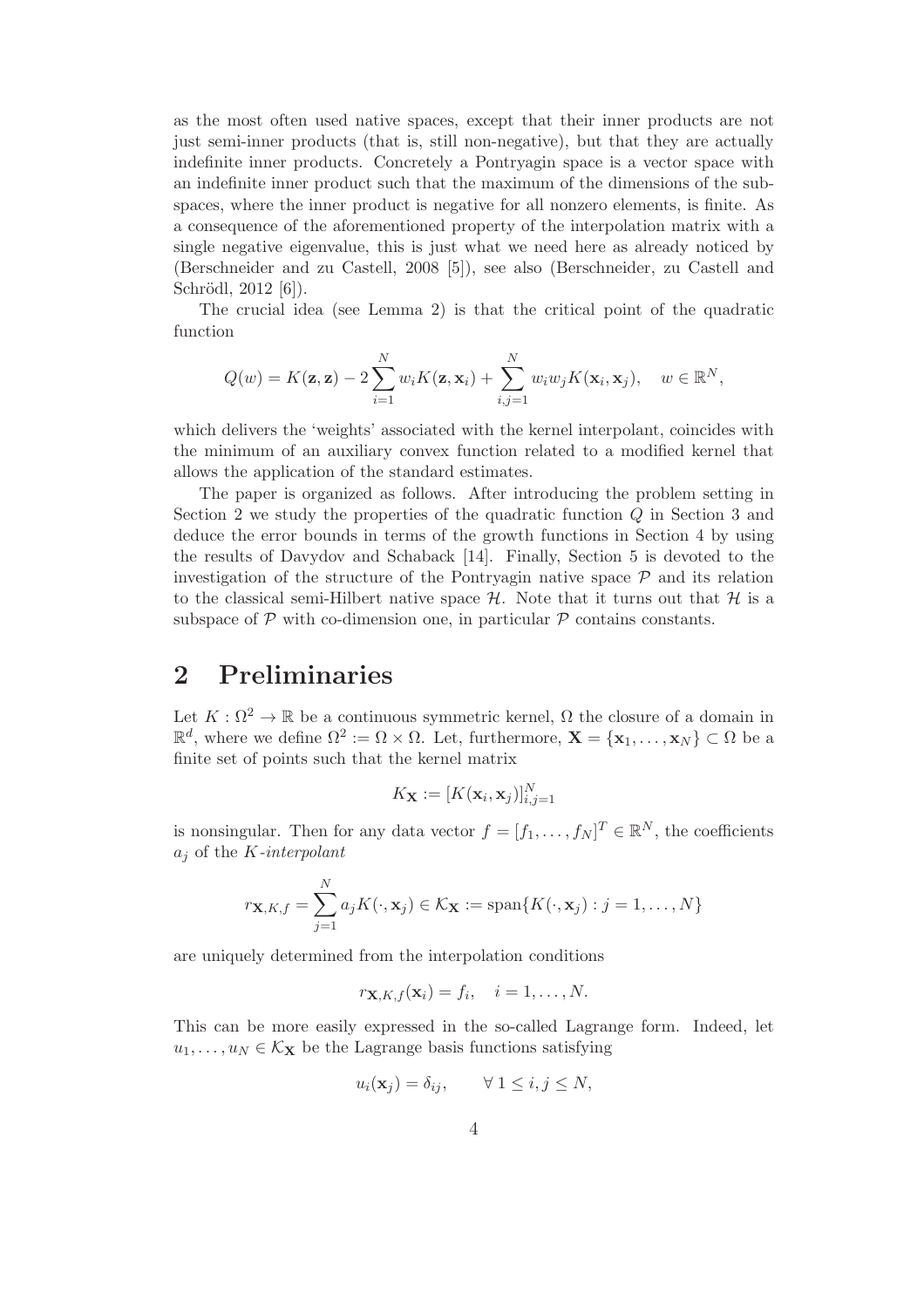as the most often used native spaces, except that their inner products are not just semi-inner products (that is, still non-negative), but that they are actually indefinite inner products. Concretely a Pontryagin space is a vector space with an indefinite inner product such that the maximum of the dimensions of the subspaces, where the inner product is negative for all nonzero elements, is finite. As a consequence of the aforementioned property of the interpolation matrix with a single negative eigenvalue, this is just what we need here as already noticed by (Berschneider and zu Castell, 2008 [5]), see also (Berschneider, zu Castell and Schrödl, 2012 [6]).

The crucial idea (see Lemma 2) is that the critical point of the quadratic function

$$Q(w) = K(\mathbf{z}, \mathbf{z}) - 2\sum_{i=1}^{N} w_i K(\mathbf{z}, \mathbf{x}_i) + \sum_{i,j=1}^{N} w_i w_j K(\mathbf{x}_i, \mathbf{x}_j), \quad w \in \mathbb{R}^N,$$

which delivers the 'weights' associated with the kernel interpolant, coincides with the minimum of an auxiliary convex function related to a modified kernel that allows the application of the standard estimates.

The paper is organized as follows. After introducing the problem setting in Section 2 we study the properties of the quadratic function $Q$ in Section 3 and deduce the error bounds in terms of the growth functions in Section 4 by using the results of Davydov and Schaback [14]. Finally, Section 5 is devoted to the investigation of the structure of the Pontryagin native space $\mathcal{P}$ and its relation to the classical semi-Hilbert native space $\mathcal{H}$. Note that it turns out that $\mathcal{H}$ is a subspace of $\mathcal{P}$ with co-dimension one, in particular $\mathcal{P}$ contains constants.

## 2 Preliminaries

Let $K : \Omega^2 \to \mathbb{R}$ be a continuous symmetric kernel, $\Omega$ the closure of a domain in $\mathbb{R}^d$, where we define $\Omega^2 := \Omega \times \Omega$. Let, furthermore, $\mathbf{X} = \{\mathbf{x}_1, \dots, \mathbf{x}_N\} \subset \Omega$ be a finite set of points such that the kernel matrix

$$K_{\mathbf{X}} := [K(\mathbf{x}_i, \mathbf{x}_j)]_{i,j=1}^{N}$$

is nonsingular. Then for any data vector $f = [f_1, \dots, f_N]^T \in \mathbb{R}^N$, the coefficients $a_j$ of the *K-interpolant*

$$r_{\mathbf{X},K,f} = \sum_{j=1}^{N} a_j K(\cdot, \mathbf{x}_j) \in \mathcal{K}_{\mathbf{X}} := \operatorname{span}\{K(\cdot, \mathbf{x}_j) : j = 1, \dots, N\}$$

are uniquely determined from the interpolation conditions

$$r_{\mathbf{X},K,f}(\mathbf{x}_i) = f_i, \quad i = 1, \dots, N.$$

This can be more easily expressed in the so-called Lagrange form. Indeed, let $u_1, \dots, u_N \in \mathcal{K}_{\mathbf{X}}$ be the Lagrange basis functions satisfying

$$u_i(\mathbf{x}_j) = \delta_{ij}, \qquad \forall\, 1 \le i, j \le N,$$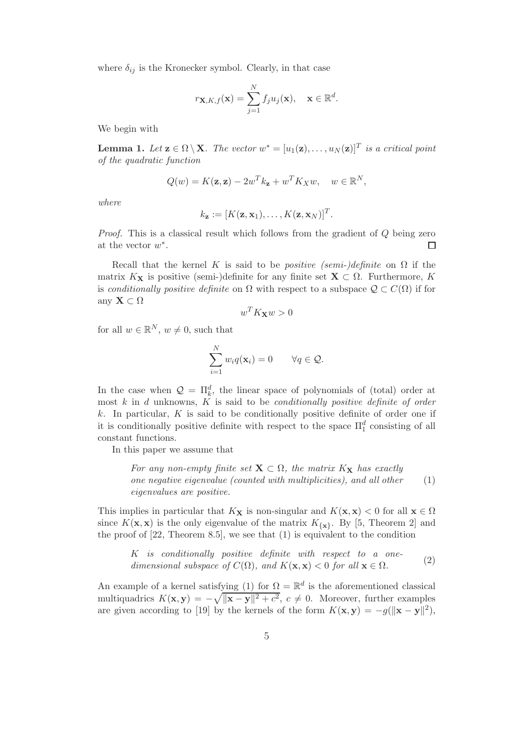where $\delta_{ij}$ is the Kronecker symbol. Clearly, in that case

$$r_{\mathbf{X},K,f}(\mathbf{x}) = \sum_{j=1}^{N} f_j u_j(\mathbf{x}), \quad \mathbf{x} \in \mathbb{R}^d.$$

We begin with

**Lemma 1.** *Let $\mathbf{z} \in \Omega \setminus \mathbf{X}$. The vector $w^* = [u_1(\mathbf{z}), \ldots, u_N(\mathbf{z})]^T$ is a critical point of the quadratic function*

$$Q(w) = K(\mathbf{z}, \mathbf{z}) - 2w^T k_{\mathbf{z}} + w^T K_X w, \quad w \in \mathbb{R}^N,$$

*where*

$$k_{\mathbf{z}} := [K(\mathbf{z}, \mathbf{x}_1), \ldots, K(\mathbf{z}, \mathbf{x}_N)]^T.$$

*Proof.* This is a classical result which follows from the gradient of $Q$ being zero at the vector $w^*$. □

Recall that the kernel $K$ is said to be *positive (semi-)definite* on $\Omega$ if the matrix $K_{\mathbf{X}}$ is positive (semi-)definite for any finite set $\mathbf{X} \subset \Omega$. Furthermore, $K$ is *conditionally positive definite* on $\Omega$ with respect to a subspace $\mathcal{Q} \subset C(\Omega)$ if for any $\mathbf{X} \subset \Omega$

$$w^T K_{\mathbf{X}} w > 0$$

for all $w \in \mathbb{R}^N$, $w \neq 0$, such that

$$\sum_{i=1}^{N} w_i q(\mathbf{x}_i) = 0 \qquad \forall q \in \mathcal{Q}.$$

In the case when $\mathcal{Q} = \Pi_k^d$, the linear space of polynomials of (total) order at most $k$ in $d$ unknowns, $K$ is said to be *conditionally positive definite of order* $k$. In particular, $K$ is said to be conditionally positive definite of order one if it is conditionally positive definite with respect to the space $\Pi_1^d$ consisting of all constant functions.

In this paper we assume that

> *For any non-empty finite set $\mathbf{X} \subset \Omega$, the matrix $K_{\mathbf{X}}$ has exactly one negative eigenvalue (counted with multiplicities), and all other eigenvalues are positive.* (1)

This implies in particular that $K_{\mathbf{X}}$ is non-singular and $K(\mathbf{x}, \mathbf{x}) < 0$ for all $\mathbf{x} \in \Omega$ since $K(\mathbf{x}, \mathbf{x})$ is the only eigenvalue of the matrix $K_{\{\mathbf{x}\}}$. By [5, Theorem 2] and the proof of [22, Theorem 8.5], we see that (1) is equivalent to the condition

> *$K$ is conditionally positive definite with respect to a one-dimensional subspace of $C(\Omega)$, and $K(\mathbf{x}, \mathbf{x}) < 0$ for all $\mathbf{x} \in \Omega$.* (2)

An example of a kernel satisfying (1) for $\Omega = \mathbb{R}^d$ is the aforementioned classical multiquadrics $K(\mathbf{x}, \mathbf{y}) = -\sqrt{\|\mathbf{x} - \mathbf{y}\|^2 + c^2}$, $c \neq 0$. Moreover, further examples are given according to [19] by the kernels of the form $K(\mathbf{x}, \mathbf{y}) = -g(\|\mathbf{x} - \mathbf{y}\|^2)$,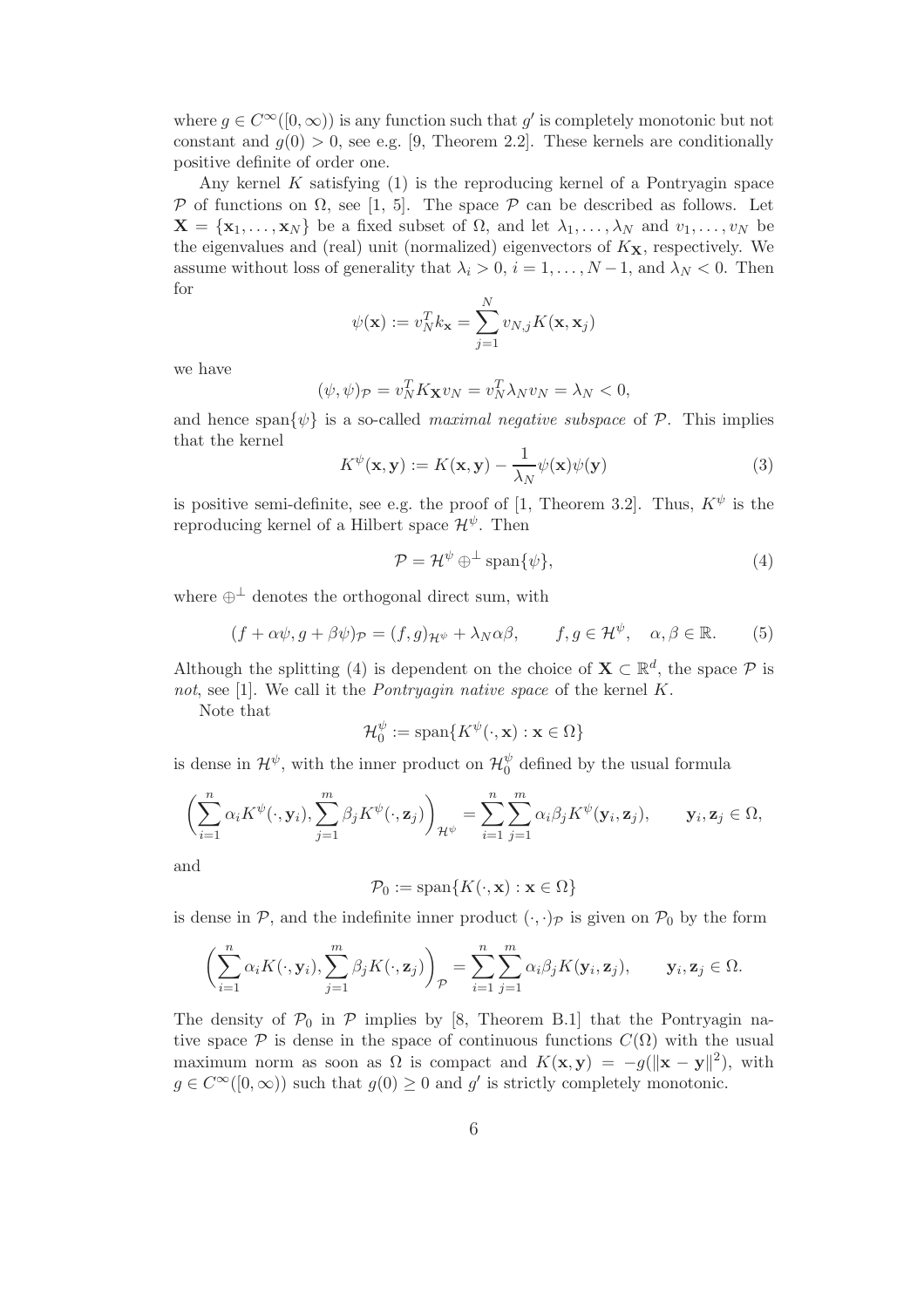where $g \in C^\infty([0,\infty))$ is any function such that $g'$ is completely monotonic but not constant and $g(0) > 0$, see e.g. [9, Theorem 2.2]. These kernels are conditionally positive definite of order one.

Any kernel $K$ satisfying (1) is the reproducing kernel of a Pontryagin space $\mathcal{P}$ of functions on $\Omega$, see [1, 5]. The space $\mathcal{P}$ can be described as follows. Let $\mathbf{X} = \{\mathbf{x}_1, \ldots, \mathbf{x}_N\}$ be a fixed subset of $\Omega$, and let $\lambda_1, \ldots, \lambda_N$ and $v_1, \ldots, v_N$ be the eigenvalues and (real) unit (normalized) eigenvectors of $K_\mathbf{X}$, respectively. We assume without loss of generality that $\lambda_i > 0$, $i = 1, \ldots, N-1$, and $\lambda_N < 0$. Then for

$$\psi(\mathbf{x}) := v_N^T k_\mathbf{x} = \sum_{j=1}^N v_{N,j} K(\mathbf{x}, \mathbf{x}_j)$$

we have

$$(\psi, \psi)_\mathcal{P} = v_N^T K_\mathbf{X} v_N = v_N^T \lambda_N v_N = \lambda_N < 0,$$

and hence $\operatorname{span}\{\psi\}$ is a so-called *maximal negative subspace* of $\mathcal{P}$. This implies that the kernel

$$K^\psi(\mathbf{x}, \mathbf{y}) := K(\mathbf{x}, \mathbf{y}) - \frac{1}{\lambda_N} \psi(\mathbf{x}) \psi(\mathbf{y}) \tag{3}$$

is positive semi-definite, see e.g. the proof of [1, Theorem 3.2]. Thus, $K^\psi$ is the reproducing kernel of a Hilbert space $\mathcal{H}^\psi$. Then

$$\mathcal{P} = \mathcal{H}^\psi \oplus^\perp \operatorname{span}\{\psi\}, \tag{4}$$

where $\oplus^\perp$ denotes the orthogonal direct sum, with

$$(f + \alpha\psi, g + \beta\psi)_\mathcal{P} = (f, g)_{\mathcal{H}^\psi} + \lambda_N \alpha\beta, \qquad f, g \in \mathcal{H}^\psi, \quad \alpha, \beta \in \mathbb{R}. \tag{5}$$

Although the splitting (4) is dependent on the choice of $\mathbf{X} \subset \mathbb{R}^d$, the space $\mathcal{P}$ is *not*, see [1]. We call it the *Pontryagin native space* of the kernel $K$.

Note that

$$\mathcal{H}_0^\psi := \operatorname{span}\{K^\psi(\cdot, \mathbf{x}) : \mathbf{x} \in \Omega\}$$

is dense in $\mathcal{H}^\psi$, with the inner product on $\mathcal{H}_0^\psi$ defined by the usual formula

$$\left( \sum_{i=1}^n \alpha_i K^\psi(\cdot, \mathbf{y}_i), \sum_{j=1}^m \beta_j K^\psi(\cdot, \mathbf{z}_j) \right)_{\mathcal{H}^\psi} = \sum_{i=1}^n \sum_{j=1}^m \alpha_i \beta_j K^\psi(\mathbf{y}_i, \mathbf{z}_j), \qquad \mathbf{y}_i, \mathbf{z}_j \in \Omega,$$

and

$$\mathcal{P}_0 := \operatorname{span}\{K(\cdot, \mathbf{x}) : \mathbf{x} \in \Omega\}$$

is dense in $\mathcal{P}$, and the indefinite inner product $(\cdot,\cdot)_\mathcal{P}$ is given on $\mathcal{P}_0$ by the form

$$\left( \sum_{i=1}^n \alpha_i K(\cdot, \mathbf{y}_i), \sum_{j=1}^m \beta_j K(\cdot, \mathbf{z}_j) \right)_\mathcal{P} = \sum_{i=1}^n \sum_{j=1}^m \alpha_i \beta_j K(\mathbf{y}_i, \mathbf{z}_j), \qquad \mathbf{y}_i, \mathbf{z}_j \in \Omega.$$

The density of $\mathcal{P}_0$ in $\mathcal{P}$ implies by [8, Theorem B.1] that the Pontryagin native space $\mathcal{P}$ is dense in the space of continuous functions $C(\Omega)$ with the usual maximum norm as soon as $\Omega$ is compact and $K(\mathbf{x}, \mathbf{y}) = -g(\|\mathbf{x} - \mathbf{y}\|^2)$, with $g \in C^\infty([0,\infty))$ such that $g(0) \geq 0$ and $g'$ is strictly completely monotonic.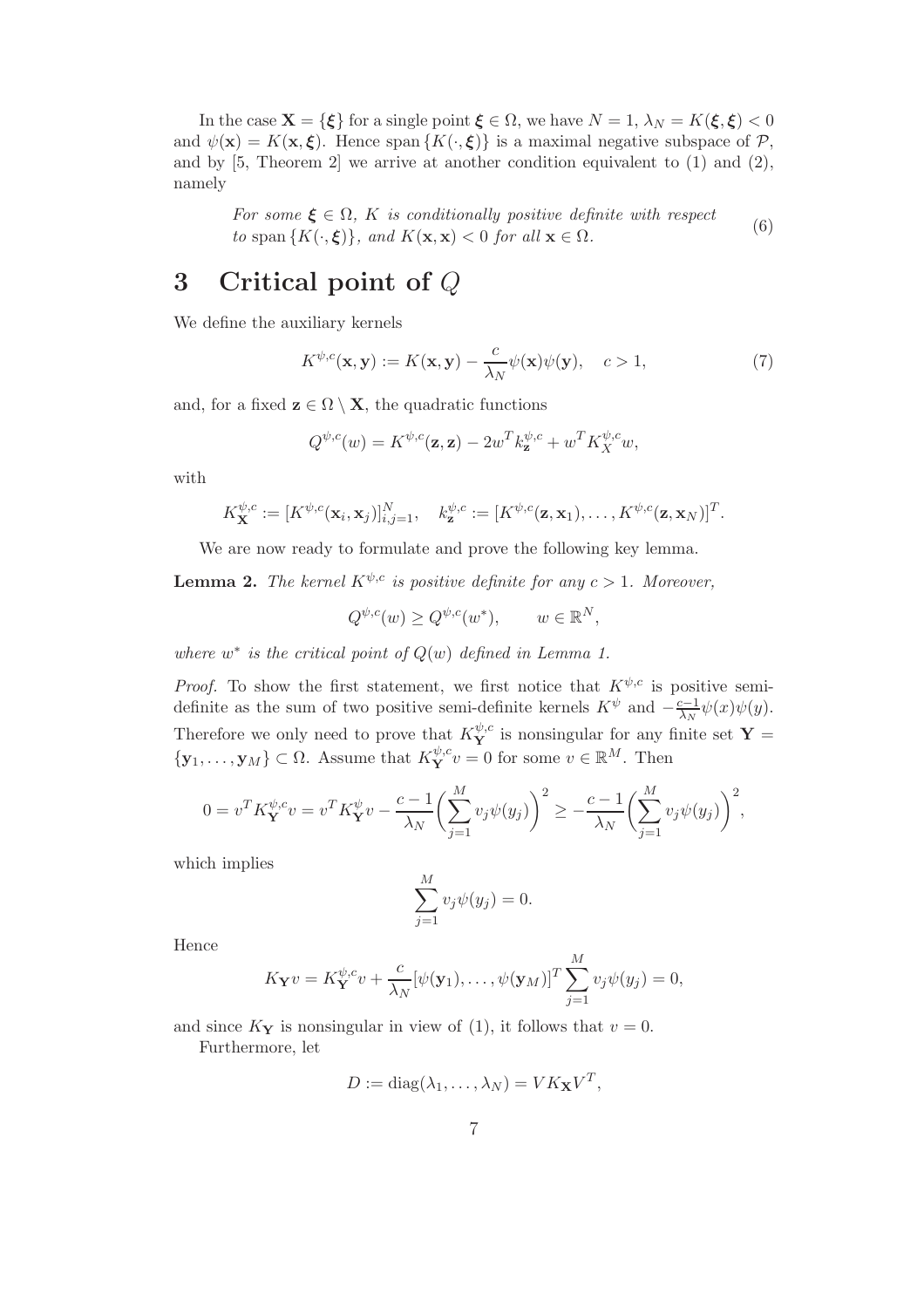In the case $\mathbf{X} = \{\boldsymbol{\xi}\}$ for a single point $\boldsymbol{\xi} \in \Omega$, we have $N = 1$, $\lambda_N = K(\boldsymbol{\xi}, \boldsymbol{\xi}) < 0$ and $\psi(\mathbf{x}) = K(\mathbf{x}, \boldsymbol{\xi})$. Hence span $\{K(\cdot, \boldsymbol{\xi})\}$ is a maximal negative subspace of $\mathcal{P}$, and by [5, Theorem 2] we arrive at another condition equivalent to (1) and (2), namely

$$\text{For some } \boldsymbol{\xi} \in \Omega,\ K \text{ is conditionally positive definite with respect to } \operatorname{span}\{K(\cdot, \boldsymbol{\xi})\}, \text{ and } K(\mathbf{x}, \mathbf{x}) < 0 \text{ for all } \mathbf{x} \in \Omega. \tag{6}$$

# 3 Critical point of $Q$

We define the auxiliary kernels

$$K^{\psi,c}(\mathbf{x}, \mathbf{y}) := K(\mathbf{x}, \mathbf{y}) - \frac{c}{\lambda_N}\psi(\mathbf{x})\psi(\mathbf{y}), \quad c > 1, \tag{7}$$

and, for a fixed $\mathbf{z} \in \Omega \setminus \mathbf{X}$, the quadratic functions

$$Q^{\psi,c}(w) = K^{\psi,c}(\mathbf{z}, \mathbf{z}) - 2w^T k_{\mathbf{z}}^{\psi,c} + w^T K_X^{\psi,c} w,$$

with

$$K_{\mathbf{X}}^{\psi,c} := [K^{\psi,c}(\mathbf{x}_i, \mathbf{x}_j)]_{i,j=1}^N, \quad k_{\mathbf{z}}^{\psi,c} := [K^{\psi,c}(\mathbf{z}, \mathbf{x}_1), \ldots, K^{\psi,c}(\mathbf{z}, \mathbf{x}_N)]^T.$$

We are now ready to formulate and prove the following key lemma.

**Lemma 2.** *The kernel $K^{\psi,c}$ is positive definite for any $c > 1$. Moreover,*

$$Q^{\psi,c}(w) \geq Q^{\psi,c}(w^*), \qquad w \in \mathbb{R}^N,$$

*where $w^*$ is the critical point of $Q(w)$ defined in Lemma 1.*

*Proof.* To show the first statement, we first notice that $K^{\psi,c}$ is positive semi-definite as the sum of two positive semi-definite kernels $K^\psi$ and $-\frac{c-1}{\lambda_N}\psi(x)\psi(y)$. Therefore we only need to prove that $K_{\mathbf{Y}}^{\psi,c}$ is nonsingular for any finite set $\mathbf{Y} = \{\mathbf{y}_1, \ldots, \mathbf{y}_M\} \subset \Omega$. Assume that $K_{\mathbf{Y}}^{\psi,c} v = 0$ for some $v \in \mathbb{R}^M$. Then

$$0 = v^T K_{\mathbf{Y}}^{\psi,c} v = v^T K_{\mathbf{Y}}^{\psi} v - \frac{c-1}{\lambda_N}\bigg(\sum_{j=1}^M v_j \psi(y_j)\bigg)^2 \geq -\frac{c-1}{\lambda_N}\bigg(\sum_{j=1}^M v_j \psi(y_j)\bigg)^2,$$

which implies

$$\sum_{j=1}^M v_j \psi(y_j) = 0.$$

Hence

$$K_{\mathbf{Y}} v = K_{\mathbf{Y}}^{\psi,c} v + \frac{c}{\lambda_N}[\psi(\mathbf{y}_1), \ldots, \psi(\mathbf{y}_M)]^T \sum_{j=1}^M v_j \psi(y_j) = 0,$$

and since $K_{\mathbf{Y}}$ is nonsingular in view of (1), it follows that $v = 0$.

Furthermore, let

$$D := \operatorname{diag}(\lambda_1, \ldots, \lambda_N) = V K_{\mathbf{X}} V^T,$$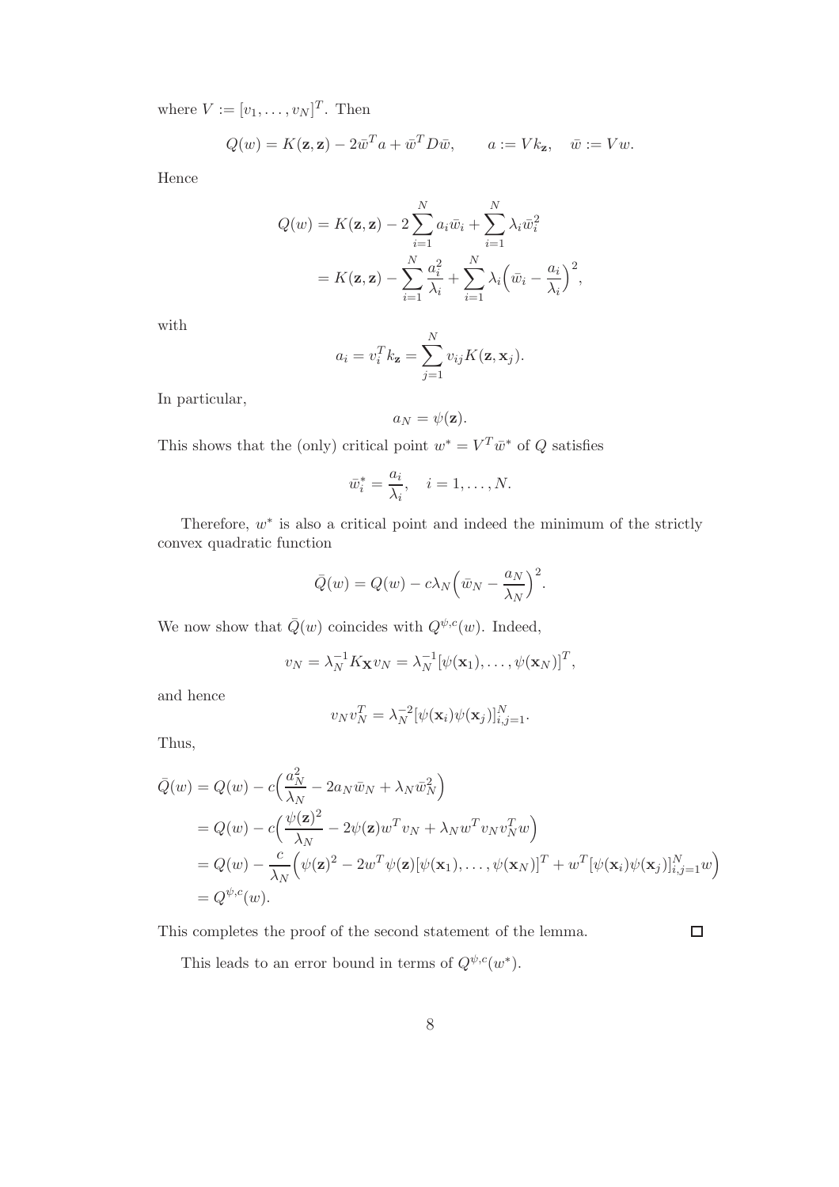where $V := [v_1, \ldots, v_N]^T$. Then

$$Q(w) = K(\mathbf{z}, \mathbf{z}) - 2\bar{w}^T a + \bar{w}^T D \bar{w}, \qquad a := V k_{\mathbf{z}}, \quad \bar{w} := V w.$$

Hence

$$\begin{aligned}
Q(w) &= K(\mathbf{z}, \mathbf{z}) - 2\sum_{i=1}^{N} a_i \bar{w}_i + \sum_{i=1}^{N} \lambda_i \bar{w}_i^2 \\
&= K(\mathbf{z}, \mathbf{z}) - \sum_{i=1}^{N} \frac{a_i^2}{\lambda_i} + \sum_{i=1}^{N} \lambda_i \Big( \bar{w}_i - \frac{a_i}{\lambda_i} \Big)^2,
\end{aligned}$$

with

$$a_i = v_i^T k_{\mathbf{z}} = \sum_{j=1}^{N} v_{ij} K(\mathbf{z}, \mathbf{x}_j).$$

In particular,

$$a_N = \psi(\mathbf{z}).$$

This shows that the (only) critical point $w^* = V^T \bar{w}^*$ of $Q$ satisfies

$$\bar{w}_i^* = \frac{a_i}{\lambda_i}, \quad i = 1, \ldots, N.$$

Therefore, $w^*$ is also a critical point and indeed the minimum of the strictly convex quadratic function

$$\bar{Q}(w) = Q(w) - c\lambda_N \Big( \bar{w}_N - \frac{a_N}{\lambda_N} \Big)^2.$$

We now show that $\bar{Q}(w)$ coincides with $Q^{\psi,c}(w)$. Indeed,

$$v_N = \lambda_N^{-1} K_{\mathbf{X}} v_N = \lambda_N^{-1} [\psi(\mathbf{x}_1), \ldots, \psi(\mathbf{x}_N)]^T,$$

and hence

$$v_N v_N^T = \lambda_N^{-2} [\psi(\mathbf{x}_i)\psi(\mathbf{x}_j)]_{i,j=1}^N.$$

Thus,

$$\begin{aligned}
\bar{Q}(w) &= Q(w) - c\Big( \frac{a_N^2}{\lambda_N} - 2a_N \bar{w}_N + \lambda_N \bar{w}_N^2 \Big) \\
&= Q(w) - c\Big( \frac{\psi(\mathbf{z})^2}{\lambda_N} - 2\psi(\mathbf{z}) w^T v_N + \lambda_N w^T v_N v_N^T w \Big) \\
&= Q(w) - \frac{c}{\lambda_N}\Big( \psi(\mathbf{z})^2 - 2w^T \psi(\mathbf{z}) [\psi(\mathbf{x}_1), \ldots, \psi(\mathbf{x}_N)]^T + w^T [\psi(\mathbf{x}_i)\psi(\mathbf{x}_j)]_{i,j=1}^N w \Big) \\
&= Q^{\psi,c}(w).
\end{aligned}$$

This completes the proof of the second statement of the lemma. $\square$

This leads to an error bound in terms of $Q^{\psi,c}(w^*)$.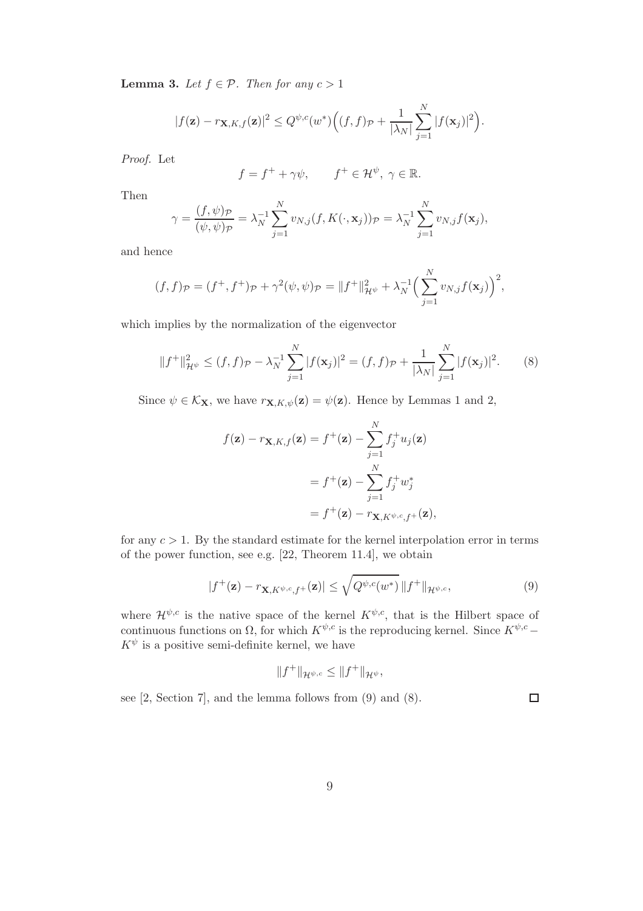**Lemma 3.** *Let $f \in \mathcal{P}$. Then for any $c > 1$*

$$|f(\mathbf{z}) - r_{\mathbf{X},K,f}(\mathbf{z})|^2 \leq Q^{\psi,c}(w^*)\Big((f,f)_{\mathcal{P}} + \frac{1}{|\lambda_N|}\sum_{j=1}^N |f(\mathbf{x}_j)|^2\Big).$$

*Proof.* Let

$$f = f^+ + \gamma\psi, \qquad f^+ \in \mathcal{H}^\psi,\ \gamma \in \mathbb{R}.$$

Then

$$\gamma = \frac{(f,\psi)_{\mathcal{P}}}{(\psi,\psi)_{\mathcal{P}}} = \lambda_N^{-1}\sum_{j=1}^N v_{N,j}(f, K(\cdot,\mathbf{x}_j))_{\mathcal{P}} = \lambda_N^{-1}\sum_{j=1}^N v_{N,j} f(\mathbf{x}_j),$$

and hence

$$(f,f)_{\mathcal{P}} = (f^+,f^+)_{\mathcal{P}} + \gamma^2(\psi,\psi)_{\mathcal{P}} = \|f^+\|^2_{\mathcal{H}^\psi} + \lambda_N^{-1}\Big(\sum_{j=1}^N v_{N,j} f(\mathbf{x}_j)\Big)^2,$$

which implies by the normalization of the eigenvector

$$\|f^+\|^2_{\mathcal{H}^\psi} \leq (f,f)_{\mathcal{P}} - \lambda_N^{-1}\sum_{j=1}^N |f(\mathbf{x}_j)|^2 = (f,f)_{\mathcal{P}} + \frac{1}{|\lambda_N|}\sum_{j=1}^N |f(\mathbf{x}_j)|^2. \tag{8}$$

Since $\psi \in \mathcal{K}_{\mathbf{X}}$, we have $r_{\mathbf{X},K,\psi}(\mathbf{z}) = \psi(\mathbf{z})$. Hence by Lemmas 1 and 2,

$$\begin{aligned}
f(\mathbf{z}) - r_{\mathbf{X},K,f}(\mathbf{z}) &= f^+(\mathbf{z}) - \sum_{j=1}^N f_j^+ u_j(\mathbf{z}) \\
&= f^+(\mathbf{z}) - \sum_{j=1}^N f_j^+ w_j^* \\
&= f^+(\mathbf{z}) - r_{\mathbf{X},K^{\psi,c},f^+}(\mathbf{z}),
\end{aligned}$$

for any $c > 1$. By the standard estimate for the kernel interpolation error in terms of the power function, see e.g. [22, Theorem 11.4], we obtain

$$|f^+(\mathbf{z}) - r_{\mathbf{X},K^{\psi,c},f^+}(\mathbf{z})| \leq \sqrt{Q^{\psi,c}(w^*)}\,\|f^+\|_{\mathcal{H}^{\psi,c}}, \tag{9}$$

where $\mathcal{H}^{\psi,c}$ is the native space of the kernel $K^{\psi,c}$, that is the Hilbert space of continuous functions on $\Omega$, for which $K^{\psi,c}$ is the reproducing kernel. Since $K^{\psi,c} - K^\psi$ is a positive semi-definite kernel, we have

$$\|f^+\|_{\mathcal{H}^{\psi,c}} \leq \|f^+\|_{\mathcal{H}^\psi},$$

see [2, Section 7], and the lemma follows from (9) and (8). $\square$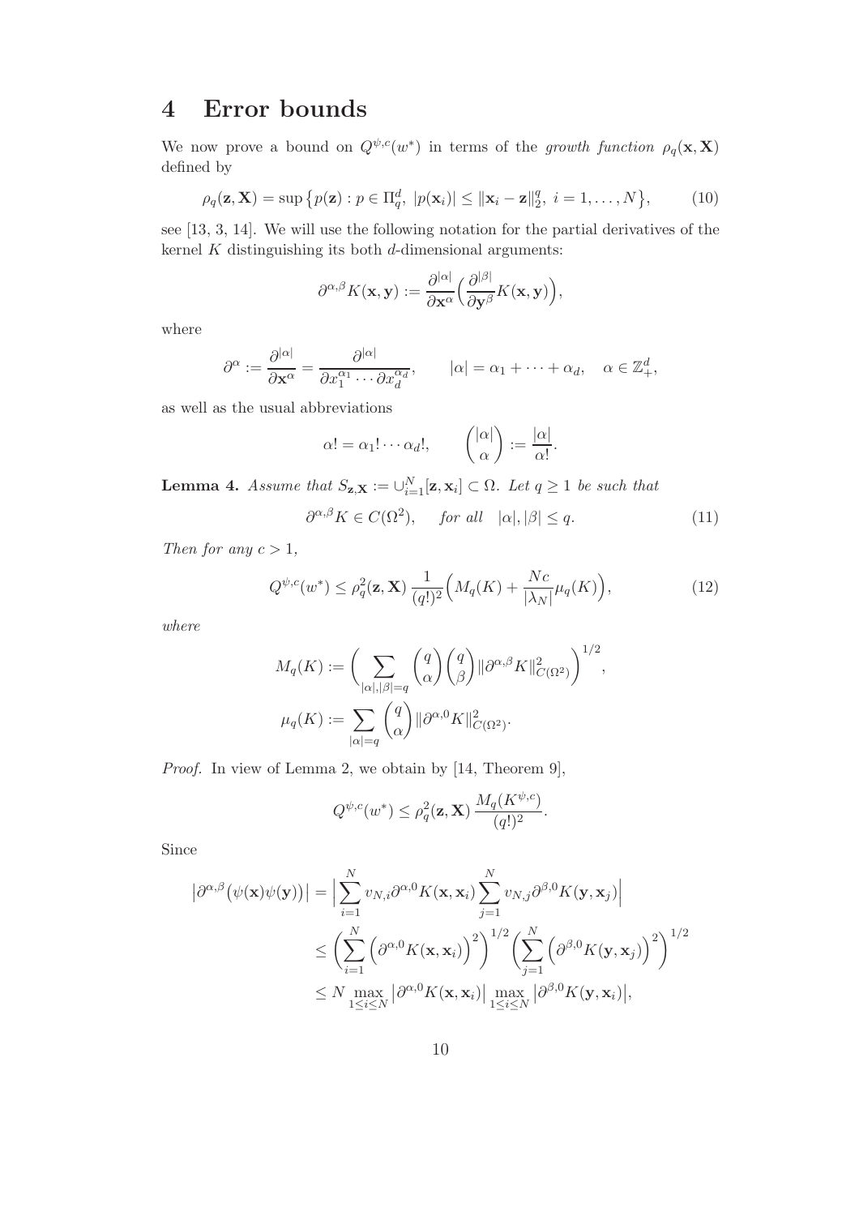# 4 Error bounds

We now prove a bound on $Q^{\psi,c}(w^*)$ in terms of the *growth function* $\rho_q(\mathbf{x}, \mathbf{X})$ defined by

$$\rho_q(\mathbf{z}, \mathbf{X}) = \sup\big\{p(\mathbf{z}) : p \in \Pi_q^d,\ |p(\mathbf{x}_i)| \le \|\mathbf{x}_i - \mathbf{z}\|_2^q,\ i = 1, \dots, N\big\}, \tag{10}$$

see [13, 3, 14]. We will use the following notation for the partial derivatives of the kernel $K$ distinguishing its both $d$-dimensional arguments:

$$\partial^{\alpha,\beta} K(\mathbf{x}, \mathbf{y}) := \frac{\partial^{|\alpha|}}{\partial \mathbf{x}^\alpha}\Big(\frac{\partial^{|\beta|}}{\partial \mathbf{y}^\beta} K(\mathbf{x}, \mathbf{y})\Big),$$

where

$$\partial^\alpha := \frac{\partial^{|\alpha|}}{\partial \mathbf{x}^\alpha} = \frac{\partial^{|\alpha|}}{\partial x_1^{\alpha_1} \cdots \partial x_d^{\alpha_d}}, \qquad |\alpha| = \alpha_1 + \cdots + \alpha_d, \quad \alpha \in \mathbb{Z}_+^d,$$

as well as the usual abbreviations

$$\alpha! = \alpha_1! \cdots \alpha_d!, \qquad \binom{|\alpha|}{\alpha} := \frac{|\alpha|}{\alpha!}.$$

**Lemma 4.** *Assume that $S_{\mathbf{z},\mathbf{X}} := \cup_{i=1}^N [\mathbf{z}, \mathbf{x}_i] \subset \Omega$. Let $q \ge 1$ be such that*

$$\partial^{\alpha,\beta} K \in C(\Omega^2), \qquad \textit{for all} \quad |\alpha|, |\beta| \le q. \tag{11}$$

*Then for any $c > 1$,*

$$Q^{\psi,c}(w^*) \le \rho_q^2(\mathbf{z}, \mathbf{X}) \, \frac{1}{(q!)^2} \Big( M_q(K) + \frac{Nc}{|\lambda_N|} \mu_q(K) \Big), \tag{12}$$

*where*

$$M_q(K) := \bigg( \sum_{|\alpha|, |\beta| = q} \binom{q}{\alpha} \binom{q}{\beta} \|\partial^{\alpha,\beta} K\|_{C(\Omega^2)}^2 \bigg)^{1/2},$$

$$\mu_q(K) := \sum_{|\alpha| = q} \binom{q}{\alpha} \|\partial^{\alpha,0} K\|_{C(\Omega^2)}^2.$$

*Proof.* In view of Lemma 2, we obtain by [14, Theorem 9],

$$Q^{\psi,c}(w^*) \le \rho_q^2(\mathbf{z}, \mathbf{X}) \, \frac{M_q(K^{\psi,c})}{(q!)^2}.$$

Since

$$\begin{aligned}
\big|\partial^{\alpha,\beta}\big(\psi(\mathbf{x})\psi(\mathbf{y})\big)\big| &= \Big| \sum_{i=1}^N v_{N,i} \partial^{\alpha,0} K(\mathbf{x}, \mathbf{x}_i) \sum_{j=1}^N v_{N,j} \partial^{\beta,0} K(\mathbf{y}, \mathbf{x}_j) \Big| \\
&\le \bigg( \sum_{i=1}^N \Big( \partial^{\alpha,0} K(\mathbf{x}, \mathbf{x}_i) \Big)^2 \bigg)^{1/2} \bigg( \sum_{j=1}^N \Big( \partial^{\beta,0} K(\mathbf{y}, \mathbf{x}_j) \Big)^2 \bigg)^{1/2} \\
&\le N \max_{1 \le i \le N} \big| \partial^{\alpha,0} K(\mathbf{x}, \mathbf{x}_i) \big| \max_{1 \le i \le N} \big| \partial^{\beta,0} K(\mathbf{y}, \mathbf{x}_i) \big|,
\end{aligned}$$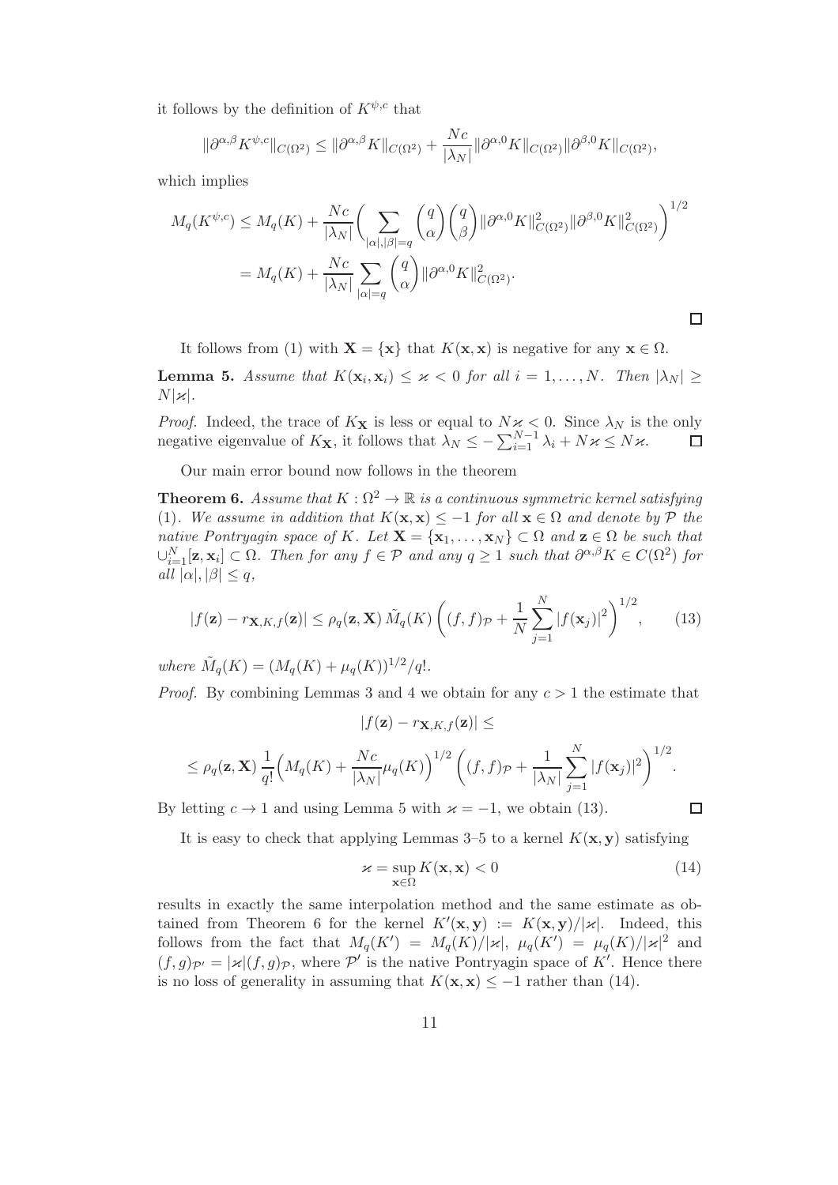it follows by the definition of $K^{\psi,c}$ that

$$\|\partial^{\alpha,\beta} K^{\psi,c}\|_{C(\Omega^2)} \le \|\partial^{\alpha,\beta} K\|_{C(\Omega^2)} + \frac{Nc}{|\lambda_N|}\|\partial^{\alpha,0} K\|_{C(\Omega^2)}\|\partial^{\beta,0} K\|_{C(\Omega^2)},$$

which implies

$$\begin{aligned}
M_q(K^{\psi,c}) &\le M_q(K) + \frac{Nc}{|\lambda_N|}\bigg(\sum_{|\alpha|,|\beta|=q}\binom{q}{\alpha}\binom{q}{\beta}\|\partial^{\alpha,0} K\|^2_{C(\Omega^2)}\|\partial^{\beta,0} K\|^2_{C(\Omega^2)}\bigg)^{1/2} \\
&= M_q(K) + \frac{Nc}{|\lambda_N|}\sum_{|\alpha|=q}\binom{q}{\alpha}\|\partial^{\alpha,0} K\|^2_{C(\Omega^2)}.
\end{aligned}$$

□

It follows from (1) with $\mathbf{X} = \{\mathbf{x}\}$ that $K(\mathbf{x}, \mathbf{x})$ is negative for any $\mathbf{x} \in \Omega$.

**Lemma 5.** *Assume that $K(\mathbf{x}_i, \mathbf{x}_i) \le \varkappa < 0$ for all $i = 1, \dots, N$. Then $|\lambda_N| \ge N|\varkappa|$.*

*Proof.* Indeed, the trace of $K_{\mathbf{X}}$ is less or equal to $N\varkappa < 0$. Since $\lambda_N$ is the only negative eigenvalue of $K_{\mathbf{X}}$, it follows that $\lambda_N \le -\sum_{i=1}^{N-1}\lambda_i + N\varkappa \le N\varkappa$. □

Our main error bound now follows in the theorem

**Theorem 6.** *Assume that $K : \Omega^2 \to \mathbb{R}$ is a continuous symmetric kernel satisfying (1). We assume in addition that $K(\mathbf{x}, \mathbf{x}) \le -1$ for all $\mathbf{x} \in \Omega$ and denote by $\mathcal{P}$ the native Pontryagin space of $K$. Let $\mathbf{X} = \{\mathbf{x}_1, \dots, \mathbf{x}_N\} \subset \Omega$ and $\mathbf{z} \in \Omega$ be such that $\cup_{i=1}^N[\mathbf{z}, \mathbf{x}_i] \subset \Omega$. Then for any $f \in \mathcal{P}$ and any $q \ge 1$ such that $\partial^{\alpha,\beta} K \in C(\Omega^2)$ for all $|\alpha|, |\beta| \le q$,*

$$|f(\mathbf{z}) - r_{\mathbf{X},K,f}(\mathbf{z})| \le \rho_q(\mathbf{z}, \mathbf{X})\, \tilde{M}_q(K)\left((f, f)_{\mathcal{P}} + \frac{1}{N}\sum_{j=1}^N |f(\mathbf{x}_j)|^2\right)^{1/2}, \qquad (13)$$

*where $\tilde{M}_q(K) = (M_q(K) + \mu_q(K))^{1/2}/q!$.*

*Proof.* By combining Lemmas 3 and 4 we obtain for any $c > 1$ the estimate that

$$|f(\mathbf{z}) - r_{\mathbf{X},K,f}(\mathbf{z})| \le$$

$$\le \rho_q(\mathbf{z}, \mathbf{X})\,\frac{1}{q!}\Big(M_q(K) + \frac{Nc}{|\lambda_N|}\mu_q(K)\Big)^{1/2}\left((f, f)_{\mathcal{P}} + \frac{1}{|\lambda_N|}\sum_{j=1}^N |f(\mathbf{x}_j)|^2\right)^{1/2}.$$

By letting $c \to 1$ and using Lemma 5 with $\varkappa = -1$, we obtain (13). □

It is easy to check that applying Lemmas 3–5 to a kernel $K(\mathbf{x}, \mathbf{y})$ satisfying

$$\varkappa = \sup_{\mathbf{x}\in\Omega} K(\mathbf{x}, \mathbf{x}) < 0 \qquad (14)$$

results in exactly the same interpolation method and the same estimate as obtained from Theorem 6 for the kernel $K'(\mathbf{x}, \mathbf{y}) := K(\mathbf{x}, \mathbf{y})/|\varkappa|$. Indeed, this follows from the fact that $M_q(K') = M_q(K)/|\varkappa|$, $\mu_q(K') = \mu_q(K)/|\varkappa|^2$ and $(f, g)_{\mathcal{P}'} = |\varkappa|(f, g)_{\mathcal{P}}$, where $\mathcal{P}'$ is the native Pontryagin space of $K'$. Hence there is no loss of generality in assuming that $K(\mathbf{x}, \mathbf{x}) \le -1$ rather than (14).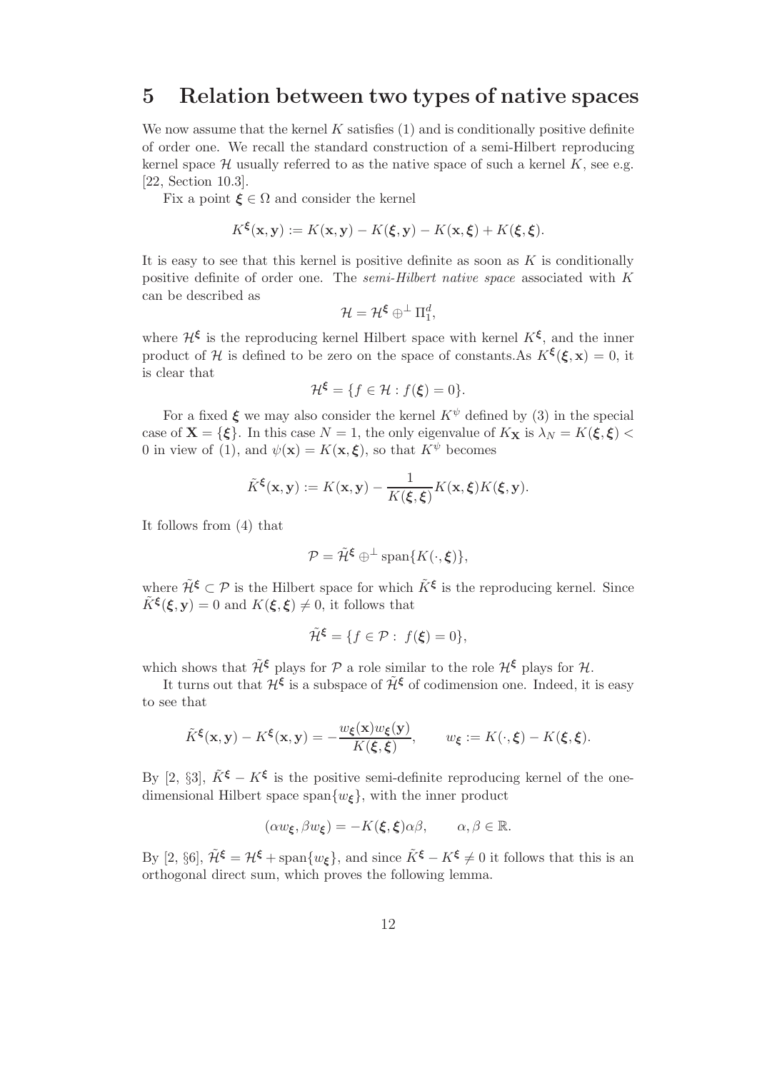## 5 Relation between two types of native spaces

We now assume that the kernel $K$ satisfies (1) and is conditionally positive definite of order one. We recall the standard construction of a semi-Hilbert reproducing kernel space $\mathcal{H}$ usually referred to as the native space of such a kernel $K$, see e.g. [22, Section 10.3].

Fix a point $\boldsymbol{\xi} \in \Omega$ and consider the kernel

$$K^{\boldsymbol{\xi}}(\mathbf{x}, \mathbf{y}) := K(\mathbf{x}, \mathbf{y}) - K(\boldsymbol{\xi}, \mathbf{y}) - K(\mathbf{x}, \boldsymbol{\xi}) + K(\boldsymbol{\xi}, \boldsymbol{\xi}).$$

It is easy to see that this kernel is positive definite as soon as $K$ is conditionally positive definite of order one. The *semi-Hilbert native space* associated with $K$ can be described as

$$\mathcal{H} = \mathcal{H}^{\boldsymbol{\xi}} \oplus^{\perp} \Pi_1^d,$$

where $\mathcal{H}^{\boldsymbol{\xi}}$ is the reproducing kernel Hilbert space with kernel $K^{\boldsymbol{\xi}}$, and the inner product of $\mathcal{H}$ is defined to be zero on the space of constants.As $K^{\boldsymbol{\xi}}(\boldsymbol{\xi}, \mathbf{x}) = 0$, it is clear that

$$\mathcal{H}^{\boldsymbol{\xi}} = \{f \in \mathcal{H} : f(\boldsymbol{\xi}) = 0\}.$$

For a fixed $\boldsymbol{\xi}$ we may also consider the kernel $K^{\psi}$ defined by (3) in the special case of $\mathbf{X} = \{\boldsymbol{\xi}\}$. In this case $N = 1$, the only eigenvalue of $K_{\mathbf{X}}$ is $\lambda_N = K(\boldsymbol{\xi}, \boldsymbol{\xi}) < 0$ in view of (1), and $\psi(\mathbf{x}) = K(\mathbf{x}, \boldsymbol{\xi})$, so that $K^{\psi}$ becomes

$$\tilde{K}^{\boldsymbol{\xi}}(\mathbf{x}, \mathbf{y}) := K(\mathbf{x}, \mathbf{y}) - \frac{1}{K(\boldsymbol{\xi}, \boldsymbol{\xi})} K(\mathbf{x}, \boldsymbol{\xi}) K(\boldsymbol{\xi}, \mathbf{y}).$$

It follows from (4) that

$$\mathcal{P} = \tilde{\mathcal{H}}^{\boldsymbol{\xi}} \oplus^{\perp} \operatorname{span}\{K(\cdot, \boldsymbol{\xi})\},$$

where $\tilde{\mathcal{H}}^{\boldsymbol{\xi}} \subset \mathcal{P}$ is the Hilbert space for which $\tilde{K}^{\boldsymbol{\xi}}$ is the reproducing kernel. Since $\tilde{K}^{\boldsymbol{\xi}}(\boldsymbol{\xi}, \mathbf{y}) = 0$ and $K(\boldsymbol{\xi}, \boldsymbol{\xi}) \neq 0$, it follows that

$$\tilde{\mathcal{H}}^{\boldsymbol{\xi}} = \{f \in \mathcal{P} : \ f(\boldsymbol{\xi}) = 0\},$$

which shows that $\tilde{\mathcal{H}}^{\boldsymbol{\xi}}$ plays for $\mathcal{P}$ a role similar to the role $\mathcal{H}^{\boldsymbol{\xi}}$ plays for $\mathcal{H}$.

It turns out that $\mathcal{H}^{\boldsymbol{\xi}}$ is a subspace of $\tilde{\mathcal{H}}^{\boldsymbol{\xi}}$ of codimension one. Indeed, it is easy to see that

$$\tilde{K}^{\boldsymbol{\xi}}(\mathbf{x}, \mathbf{y}) - K^{\boldsymbol{\xi}}(\mathbf{x}, \mathbf{y}) = -\frac{w_{\boldsymbol{\xi}}(\mathbf{x}) w_{\boldsymbol{\xi}}(\mathbf{y})}{K(\boldsymbol{\xi}, \boldsymbol{\xi})}, \qquad w_{\boldsymbol{\xi}} := K(\cdot, \boldsymbol{\xi}) - K(\boldsymbol{\xi}, \boldsymbol{\xi}).$$

By [2, §3], $\tilde{K}^{\boldsymbol{\xi}} - K^{\boldsymbol{\xi}}$ is the positive semi-definite reproducing kernel of the one-dimensional Hilbert space $\operatorname{span}\{w_{\boldsymbol{\xi}}\}$, with the inner product

$$(\alpha w_{\boldsymbol{\xi}}, \beta w_{\boldsymbol{\xi}}) = -K(\boldsymbol{\xi}, \boldsymbol{\xi})\alpha\beta, \qquad \alpha, \beta \in \mathbb{R}.$$

By [2, §6], $\tilde{\mathcal{H}}^{\boldsymbol{\xi}} = \mathcal{H}^{\boldsymbol{\xi}} + \operatorname{span}\{w_{\boldsymbol{\xi}}\}$, and since $\tilde{K}^{\boldsymbol{\xi}} - K^{\boldsymbol{\xi}} \neq 0$ it follows that this is an orthogonal direct sum, which proves the following lemma.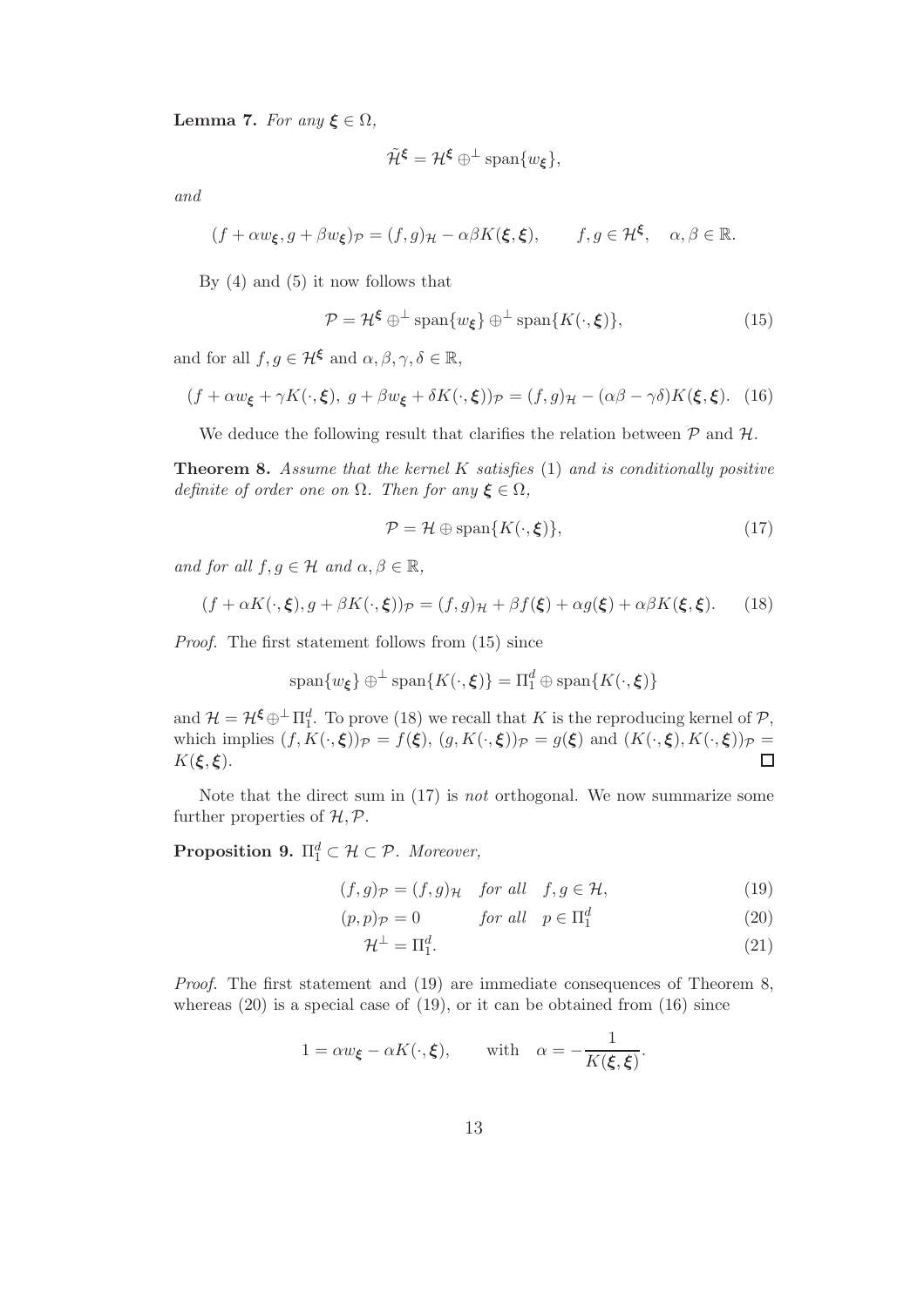**Lemma 7.** *For any $\boldsymbol{\xi} \in \Omega$,*

$$\tilde{\mathcal{H}}^{\boldsymbol{\xi}} = \mathcal{H}^{\boldsymbol{\xi}} \oplus^{\perp} \operatorname{span}\{w_{\boldsymbol{\xi}}\},$$

*and*

$$(f + \alpha w_{\boldsymbol{\xi}}, g + \beta w_{\boldsymbol{\xi}})_{\mathcal{P}} = (f, g)_{\mathcal{H}} - \alpha\beta K(\boldsymbol{\xi}, \boldsymbol{\xi}), \qquad f, g \in \mathcal{H}^{\boldsymbol{\xi}}, \quad \alpha, \beta \in \mathbb{R}.$$

By (4) and (5) it now follows that

$$\mathcal{P} = \mathcal{H}^{\boldsymbol{\xi}} \oplus^{\perp} \operatorname{span}\{w_{\boldsymbol{\xi}}\} \oplus^{\perp} \operatorname{span}\{K(\cdot, \boldsymbol{\xi})\}, \tag{15}$$

and for all $f, g \in \mathcal{H}^{\boldsymbol{\xi}}$ and $\alpha, \beta, \gamma, \delta \in \mathbb{R}$,

$$(f + \alpha w_{\boldsymbol{\xi}} + \gamma K(\cdot, \boldsymbol{\xi}),\ g + \beta w_{\boldsymbol{\xi}} + \delta K(\cdot, \boldsymbol{\xi}))_{\mathcal{P}} = (f, g)_{\mathcal{H}} - (\alpha\beta - \gamma\delta) K(\boldsymbol{\xi}, \boldsymbol{\xi}). \tag{16}$$

We deduce the following result that clarifies the relation between $\mathcal{P}$ and $\mathcal{H}$.

**Theorem 8.** *Assume that the kernel $K$ satisfies* (1) *and is conditionally positive definite of order one on $\Omega$. Then for any $\boldsymbol{\xi} \in \Omega$,*

$$\mathcal{P} = \mathcal{H} \oplus \operatorname{span}\{K(\cdot, \boldsymbol{\xi})\}, \tag{17}$$

*and for all $f, g \in \mathcal{H}$ and $\alpha, \beta \in \mathbb{R}$,*

$$(f + \alpha K(\cdot, \boldsymbol{\xi}), g + \beta K(\cdot, \boldsymbol{\xi}))_{\mathcal{P}} = (f, g)_{\mathcal{H}} + \beta f(\boldsymbol{\xi}) + \alpha g(\boldsymbol{\xi}) + \alpha\beta K(\boldsymbol{\xi}, \boldsymbol{\xi}). \tag{18}$$

*Proof.* The first statement follows from (15) since

$$\operatorname{span}\{w_{\boldsymbol{\xi}}\} \oplus^{\perp} \operatorname{span}\{K(\cdot, \boldsymbol{\xi})\} = \Pi_1^d \oplus \operatorname{span}\{K(\cdot, \boldsymbol{\xi})\}$$

and $\mathcal{H} = \mathcal{H}^{\boldsymbol{\xi}} \oplus^{\perp} \Pi_1^d$. To prove (18) we recall that $K$ is the reproducing kernel of $\mathcal{P}$, which implies $(f, K(\cdot, \boldsymbol{\xi}))_{\mathcal{P}} = f(\boldsymbol{\xi})$, $(g, K(\cdot, \boldsymbol{\xi}))_{\mathcal{P}} = g(\boldsymbol{\xi})$ and $(K(\cdot, \boldsymbol{\xi}), K(\cdot, \boldsymbol{\xi}))_{\mathcal{P}} = K(\boldsymbol{\xi}, \boldsymbol{\xi})$. □

Note that the direct sum in (17) is *not* orthogonal. We now summarize some further properties of $\mathcal{H}, \mathcal{P}$.

**Proposition 9.** $\Pi_1^d \subset \mathcal{H} \subset \mathcal{P}$. *Moreover,*

$$(f, g)_{\mathcal{P}} = (f, g)_{\mathcal{H}} \quad \text{for all} \quad f, g \in \mathcal{H}, \tag{19}$$

$$(p, p)_{\mathcal{P}} = 0 \qquad \text{for all} \quad p \in \Pi_1^d \tag{20}$$

$$\mathcal{H}^{\perp} = \Pi_1^d. \tag{21}$$

*Proof.* The first statement and (19) are immediate consequences of Theorem 8, whereas (20) is a special case of (19), or it can be obtained from (16) since

$$1 = \alpha w_{\boldsymbol{\xi}} - \alpha K(\cdot, \boldsymbol{\xi}), \qquad \text{with} \quad \alpha = -\frac{1}{K(\boldsymbol{\xi}, \boldsymbol{\xi})}.$$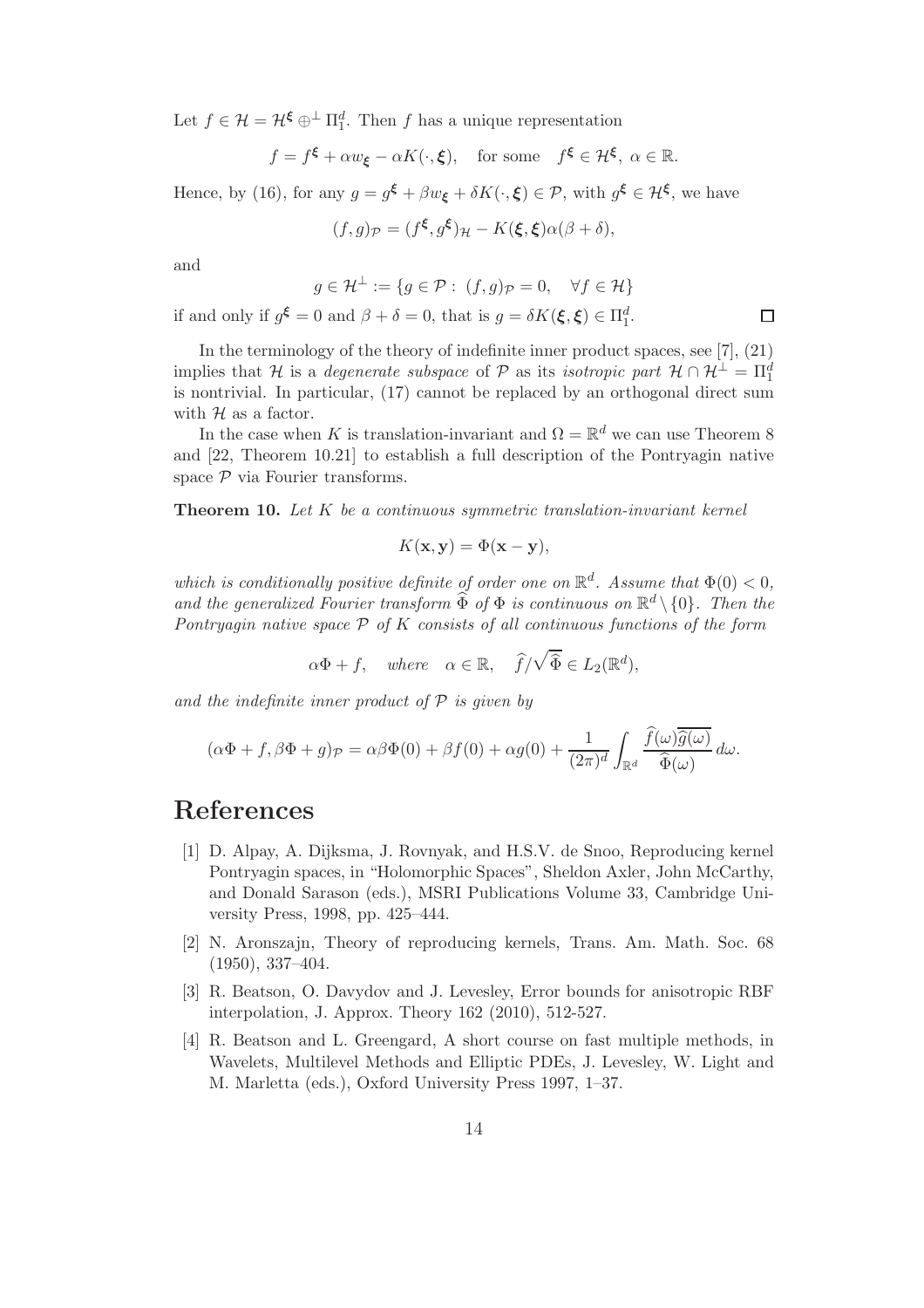Let $f \in \mathcal{H} = \mathcal{H}^{\boldsymbol{\xi}} \oplus^{\perp} \Pi_1^d$. Then $f$ has a unique representation

$$f = f^{\boldsymbol{\xi}} + \alpha w_{\boldsymbol{\xi}} - \alpha K(\cdot, \boldsymbol{\xi}), \quad \text{for some} \quad f^{\boldsymbol{\xi}} \in \mathcal{H}^{\boldsymbol{\xi}}, \ \alpha \in \mathbb{R}.$$

Hence, by (16), for any $g = g^{\boldsymbol{\xi}} + \beta w_{\boldsymbol{\xi}} + \delta K(\cdot, \boldsymbol{\xi}) \in \mathcal{P}$, with $g^{\boldsymbol{\xi}} \in \mathcal{H}^{\boldsymbol{\xi}}$, we have

$$(f, g)_{\mathcal{P}} = (f^{\boldsymbol{\xi}}, g^{\boldsymbol{\xi}})_{\mathcal{H}} - K(\boldsymbol{\xi}, \boldsymbol{\xi})\alpha(\beta + \delta),$$

and

$$g \in \mathcal{H}^{\perp} := \{g \in \mathcal{P} : \ (f, g)_{\mathcal{P}} = 0, \quad \forall f \in \mathcal{H}\}$$

if and only if $g^{\boldsymbol{\xi}} = 0$ and $\beta + \delta = 0$, that is $g = \delta K(\boldsymbol{\xi}, \boldsymbol{\xi}) \in \Pi_1^d$. □

In the terminology of the theory of indefinite inner product spaces, see [7], (21) implies that $\mathcal{H}$ is a *degenerate subspace* of $\mathcal{P}$ as its *isotropic part* $\mathcal{H} \cap \mathcal{H}^{\perp} = \Pi_1^d$ is nontrivial. In particular, (17) cannot be replaced by an orthogonal direct sum with $\mathcal{H}$ as a factor.

In the case when $K$ is translation-invariant and $\Omega = \mathbb{R}^d$ we can use Theorem 8 and [22, Theorem 10.21] to establish a full description of the Pontryagin native space $\mathcal{P}$ via Fourier transforms.

**Theorem 10.** *Let $K$ be a continuous symmetric translation-invariant kernel*

$$K(\mathbf{x}, \mathbf{y}) = \Phi(\mathbf{x} - \mathbf{y}),$$

*which is conditionally positive definite of order one on $\mathbb{R}^d$. Assume that $\Phi(0) < 0$, and the generalized Fourier transform $\widehat{\Phi}$ of $\Phi$ is continuous on $\mathbb{R}^d \setminus \{0\}$. Then the Pontryagin native space $\mathcal{P}$ of $K$ consists of all continuous functions of the form*

$$\alpha\Phi + f, \quad \textit{where} \quad \alpha \in \mathbb{R}, \quad \widehat{f}/\sqrt{\widehat{\Phi}} \in L_2(\mathbb{R}^d),$$

*and the indefinite inner product of $\mathcal{P}$ is given by*

$$(\alpha\Phi + f, \beta\Phi + g)_{\mathcal{P}} = \alpha\beta\Phi(0) + \beta f(0) + \alpha g(0) + \frac{1}{(2\pi)^d}\int_{\mathbb{R}^d} \frac{\widehat{f}(\omega)\overline{\widehat{g}(\omega)}}{\widehat{\Phi}(\omega)}\, d\omega.$$

# References

[1] D. Alpay, A. Dijksma, J. Rovnyak, and H.S.V. de Snoo, Reproducing kernel Pontryagin spaces, in "Holomorphic Spaces", Sheldon Axler, John McCarthy, and Donald Sarason (eds.), MSRI Publications Volume 33, Cambridge University Press, 1998, pp. 425–444.

[2] N. Aronszajn, Theory of reproducing kernels, Trans. Am. Math. Soc. 68 (1950), 337–404.

[3] R. Beatson, O. Davydov and J. Levesley, Error bounds for anisotropic RBF interpolation, J. Approx. Theory 162 (2010), 512-527.

[4] R. Beatson and L. Greengard, A short course on fast multiple methods, in Wavelets, Multilevel Methods and Elliptic PDEs, J. Levesley, W. Light and M. Marletta (eds.), Oxford University Press 1997, 1–37.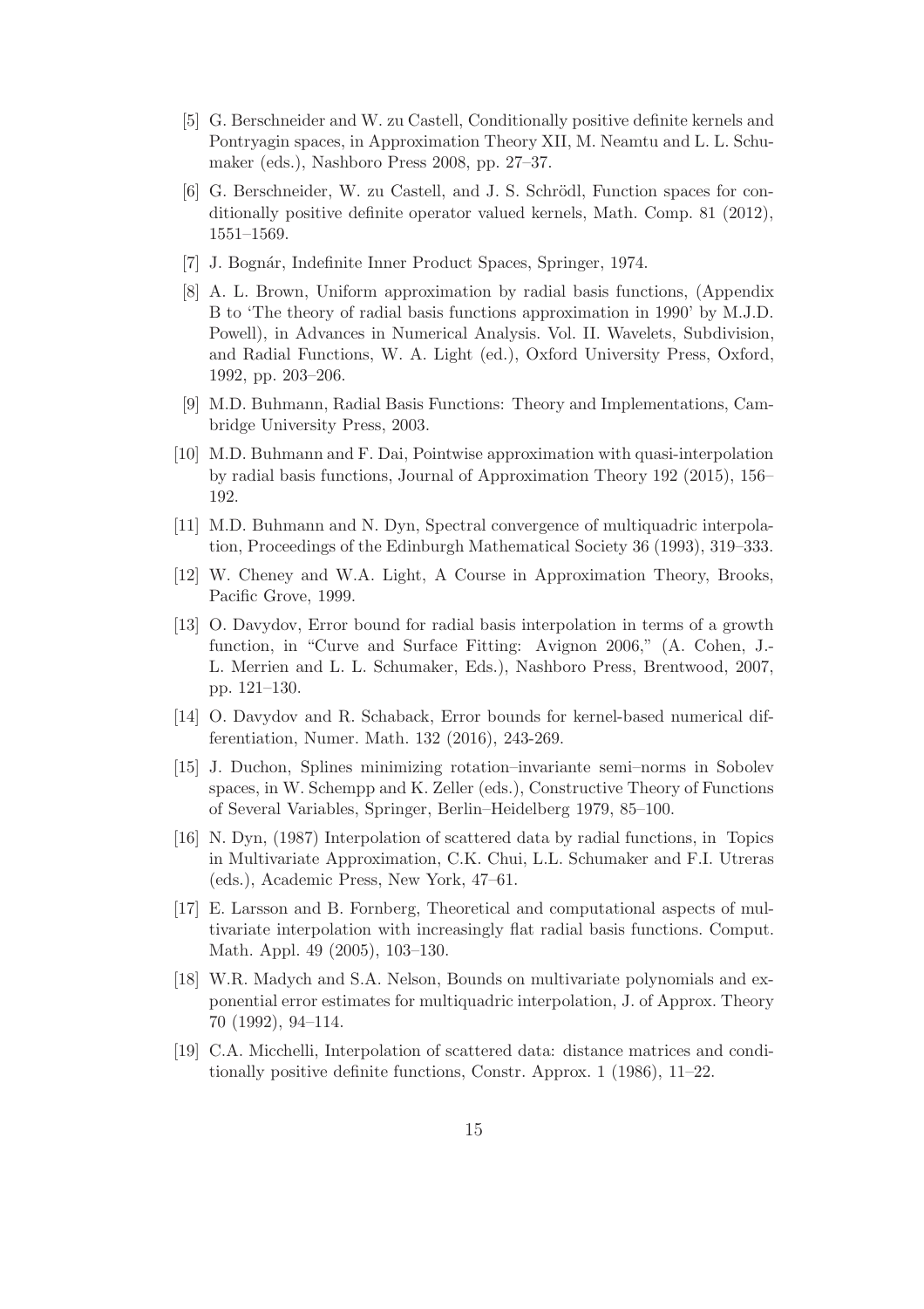[5] G. Berschneider and W. zu Castell, Conditionally positive definite kernels and Pontryagin spaces, in Approximation Theory XII, M. Neamtu and L. L. Schumaker (eds.), Nashboro Press 2008, pp. 27–37.

[6] G. Berschneider, W. zu Castell, and J. S. Schrödl, Function spaces for conditionally positive definite operator valued kernels, Math. Comp. 81 (2012), 1551–1569.

[7] J. Bognár, Indefinite Inner Product Spaces, Springer, 1974.

[8] A. L. Brown, Uniform approximation by radial basis functions, (Appendix B to 'The theory of radial basis functions approximation in 1990' by M.J.D. Powell), in Advances in Numerical Analysis. Vol. II. Wavelets, Subdivision, and Radial Functions, W. A. Light (ed.), Oxford University Press, Oxford, 1992, pp. 203–206.

[9] M.D. Buhmann, Radial Basis Functions: Theory and Implementations, Cambridge University Press, 2003.

[10] M.D. Buhmann and F. Dai, Pointwise approximation with quasi-interpolation by radial basis functions, Journal of Approximation Theory 192 (2015), 156–192.

[11] M.D. Buhmann and N. Dyn, Spectral convergence of multiquadric interpolation, Proceedings of the Edinburgh Mathematical Society 36 (1993), 319–333.

[12] W. Cheney and W.A. Light, A Course in Approximation Theory, Brooks, Pacific Grove, 1999.

[13] O. Davydov, Error bound for radial basis interpolation in terms of a growth function, in "Curve and Surface Fitting: Avignon 2006," (A. Cohen, J.-L. Merrien and L. L. Schumaker, Eds.), Nashboro Press, Brentwood, 2007, pp. 121–130.

[14] O. Davydov and R. Schaback, Error bounds for kernel-based numerical differentiation, Numer. Math. 132 (2016), 243-269.

[15] J. Duchon, Splines minimizing rotation–invariante semi–norms in Sobolev spaces, in W. Schempp and K. Zeller (eds.), Constructive Theory of Functions of Several Variables, Springer, Berlin–Heidelberg 1979, 85–100.

[16] N. Dyn, (1987) Interpolation of scattered data by radial functions, in Topics in Multivariate Approximation, C.K. Chui, L.L. Schumaker and F.I. Utreras (eds.), Academic Press, New York, 47–61.

[17] E. Larsson and B. Fornberg, Theoretical and computational aspects of multivariate interpolation with increasingly flat radial basis functions. Comput. Math. Appl. 49 (2005), 103–130.

[18] W.R. Madych and S.A. Nelson, Bounds on multivariate polynomials and exponential error estimates for multiquadric interpolation, J. of Approx. Theory 70 (1992), 94–114.

[19] C.A. Micchelli, Interpolation of scattered data: distance matrices and conditionally positive definite functions, Constr. Approx. 1 (1986), 11–22.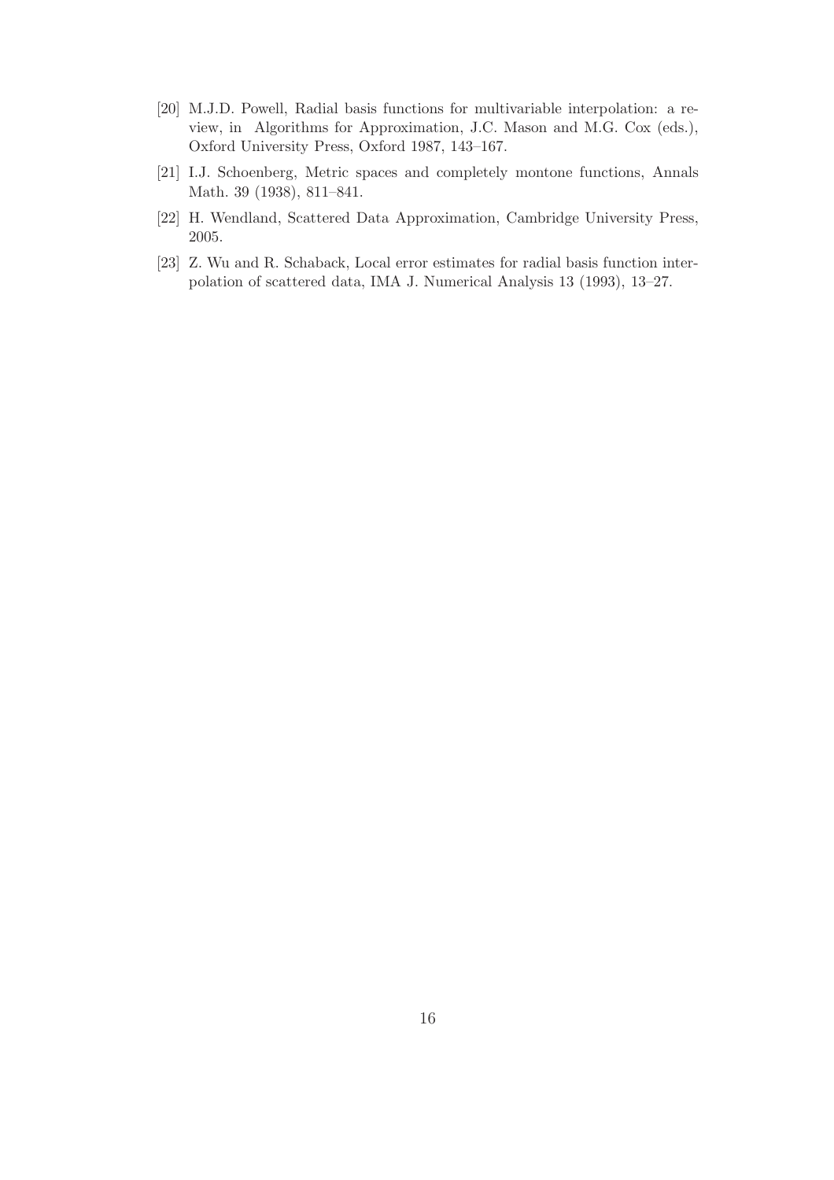[20] M.J.D. Powell, Radial basis functions for multivariable interpolation: a review, in Algorithms for Approximation, J.C. Mason and M.G. Cox (eds.), Oxford University Press, Oxford 1987, 143–167.

[21] I.J. Schoenberg, Metric spaces and completely montone functions, Annals Math. 39 (1938), 811–841.

[22] H. Wendland, Scattered Data Approximation, Cambridge University Press, 2005.

[23] Z. Wu and R. Schaback, Local error estimates for radial basis function interpolation of scattered data, IMA J. Numerical Analysis 13 (1993), 13–27.